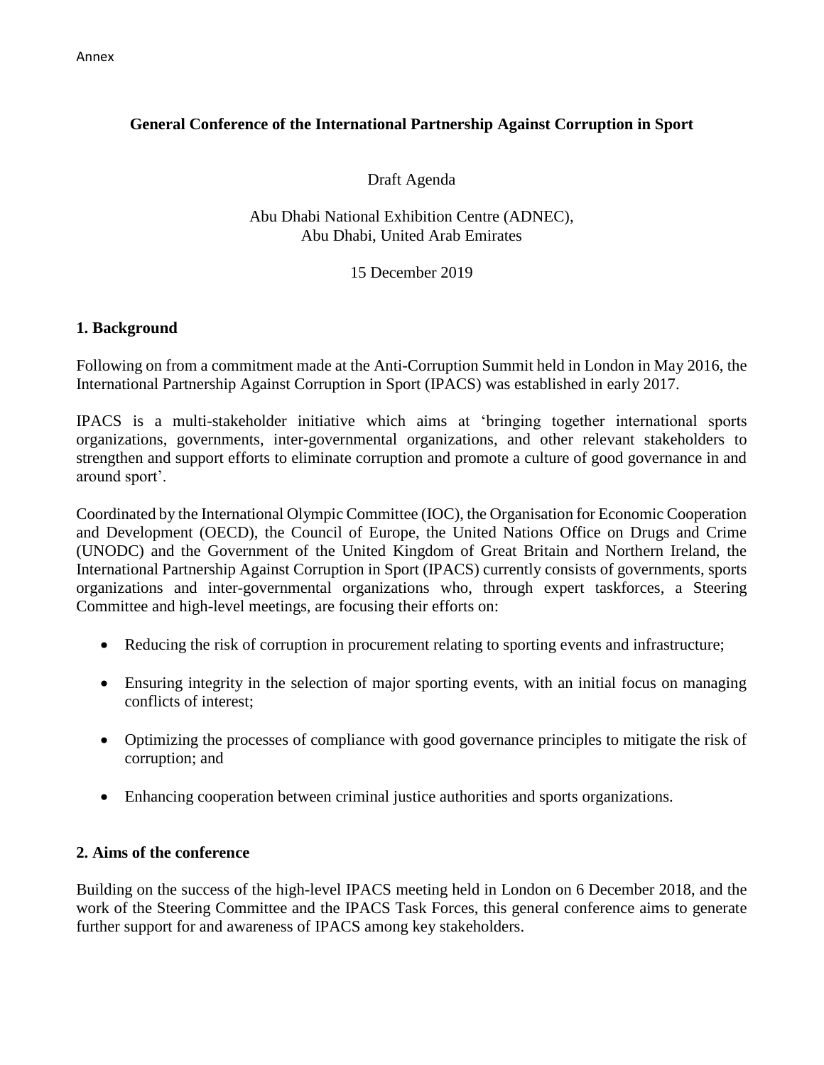Annex

**General Conference of the International Partnership Against Corruption in Sport**

Draft Agenda

Abu Dhabi National Exhibition Centre (ADNEC),
Abu Dhabi, United Arab Emirates

15 December 2019

## 1. Background

Following on from a commitment made at the Anti-Corruption Summit held in London in May 2016, the International Partnership Against Corruption in Sport (IPACS) was established in early 2017.

IPACS is a multi-stakeholder initiative which aims at 'bringing together international sports organizations, governments, inter-governmental organizations, and other relevant stakeholders to strengthen and support efforts to eliminate corruption and promote a culture of good governance in and around sport'.

Coordinated by the International Olympic Committee (IOC), the Organisation for Economic Cooperation and Development (OECD), the Council of Europe, the United Nations Office on Drugs and Crime (UNODC) and the Government of the United Kingdom of Great Britain and Northern Ireland, the International Partnership Against Corruption in Sport (IPACS) currently consists of governments, sports organizations and inter-governmental organizations who, through expert taskforces, a Steering Committee and high-level meetings, are focusing their efforts on:

- Reducing the risk of corruption in procurement relating to sporting events and infrastructure;
- Ensuring integrity in the selection of major sporting events, with an initial focus on managing conflicts of interest;
- Optimizing the processes of compliance with good governance principles to mitigate the risk of corruption; and
- Enhancing cooperation between criminal justice authorities and sports organizations.

## 2. Aims of the conference

Building on the success of the high-level IPACS meeting held in London on 6 December 2018, and the work of the Steering Committee and the IPACS Task Forces, this general conference aims to generate further support for and awareness of IPACS among key stakeholders.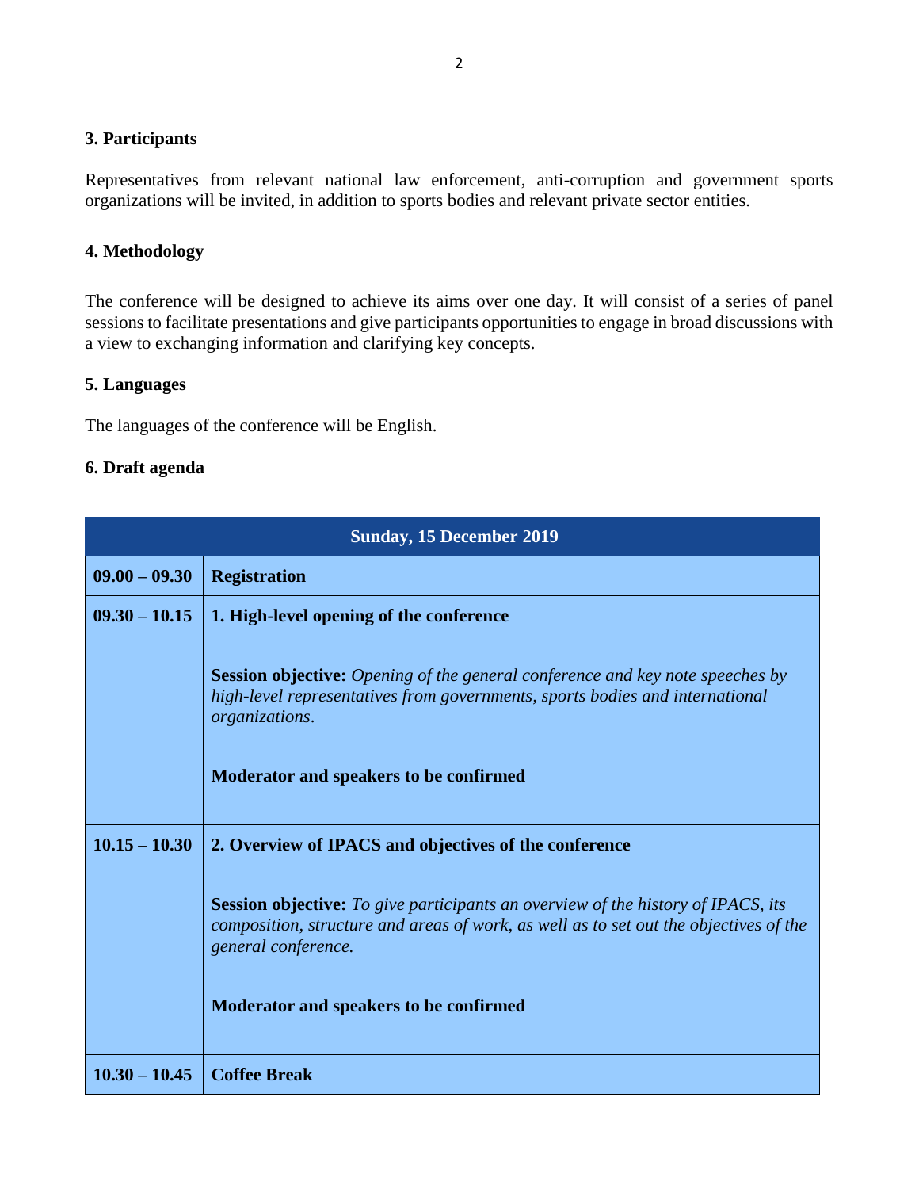### 3. Participants

Representatives from relevant national law enforcement, anti-corruption and government sports organizations will be invited, in addition to sports bodies and relevant private sector entities.

### 4. Methodology

The conference will be designed to achieve its aims over one day. It will consist of a series of panel sessions to facilitate presentations and give participants opportunities to engage in broad discussions with a view to exchanging information and clarifying key concepts.

### 5. Languages

The languages of the conference will be English.

### 6. Draft agenda

| **Sunday, 15 December 2019** | |
|---|---|
| **09.00 – 09.30** | **Registration** |
| **09.30 – 10.15** | **1. High-level opening of the conference**<br><br>**Session objective:** *Opening of the general conference and key note speeches by high-level representatives from governments, sports bodies and international organizations*.<br><br>**Moderator and speakers to be confirmed** |
| **10.15 – 10.30** | **2. Overview of IPACS and objectives of the conference**<br><br>**Session objective:** *To give participants an overview of the history of IPACS, its composition, structure and areas of work, as well as to set out the objectives of the general conference.*<br><br>**Moderator and speakers to be confirmed** |
| **10.30 – 10.45** | **Coffee Break** |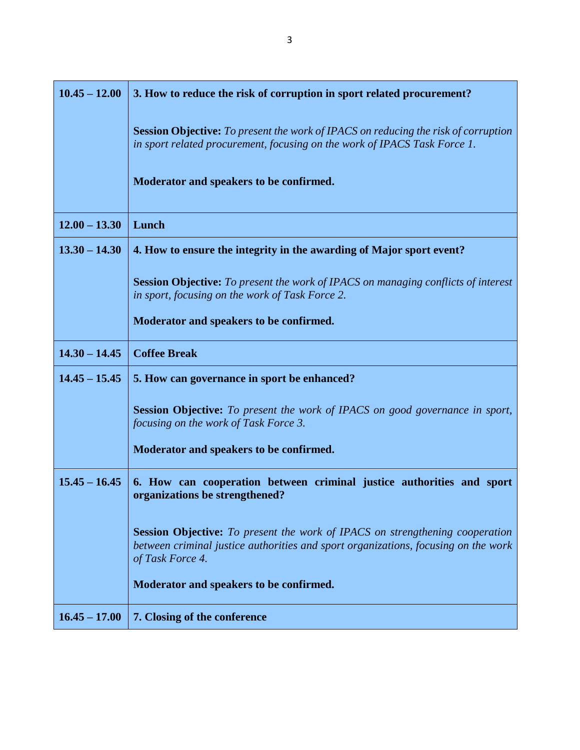| | |
|---|---|
| **10.45 – 12.00** | **3. How to reduce the risk of corruption in sport related procurement?**<br><br>**Session Objective:** *To present the work of IPACS on reducing the risk of corruption in sport related procurement, focusing on the work of IPACS Task Force 1.*<br><br>**Moderator and speakers to be confirmed.** |
| **12.00 – 13.30** | **Lunch** |
| **13.30 – 14.30** | **4. How to ensure the integrity in the awarding of Major sport event?**<br><br>**Session Objective:** *To present the work of IPACS on managing conflicts of interest in sport, focusing on the work of Task Force 2.*<br><br>**Moderator and speakers to be confirmed.** |
| **14.30 – 14.45** | **Coffee Break** |
| **14.45 – 15.45** | **5. How can governance in sport be enhanced?**<br><br>**Session Objective:** *To present the work of IPACS on good governance in sport, focusing on the work of Task Force 3.*<br><br>**Moderator and speakers to be confirmed.** |
| **15.45 – 16.45** | **6. How can cooperation between criminal justice authorities and sport organizations be strengthened?**<br><br>**Session Objective:** *To present the work of IPACS on strengthening cooperation between criminal justice authorities and sport organizations, focusing on the work of Task Force 4.*<br><br>**Moderator and speakers to be confirmed.** |
| **16.45 – 17.00** | **7. Closing of the conference** |